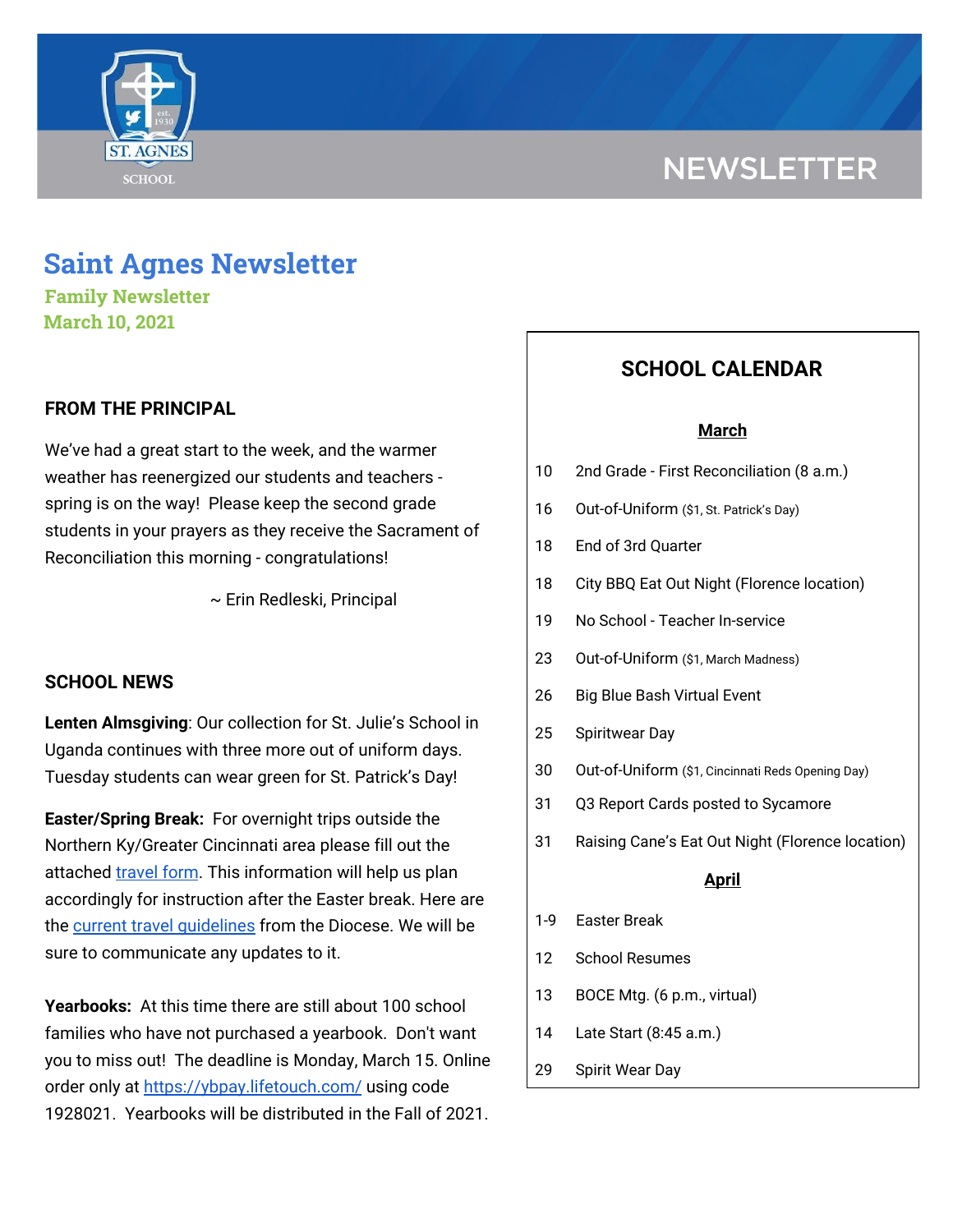# Saint Agnes Newsletter

### Family Newsletter
### March 10, 2021

## FROM THE PRINCIPAL

We've had a great start to the week, and the warmer weather has reenergized our students and teachers - spring is on the way! Please keep the second grade students in your prayers as they receive the Sacrament of Reconciliation this morning - congratulations!

~ Erin Redleski, Principal

## SCHOOL NEWS

**Lenten Almsgiving**: Our collection for St. Julie's School in Uganda continues with three more out of uniform days. Tuesday students can wear green for St. Patrick's Day!

**Easter/Spring Break:** For overnight trips outside the Northern Ky/Greater Cincinnati area please fill out the attached travel form. This information will help us plan accordingly for instruction after the Easter break. Here are the current travel guidelines from the Diocese. We will be sure to communicate any updates to it.

**Yearbooks:** At this time there are still about 100 school families who have not purchased a yearbook. Don't want you to miss out! The deadline is Monday, March 15. Online order only at https://ybpay.lifetouch.com/ using code 1928021. Yearbooks will be distributed in the Fall of 2021.

## SCHOOL CALENDAR

**March**

| | |
|---|---|
| 10 | 2nd Grade - First Reconciliation (8 a.m.) |
| 16 | Out-of-Uniform ($1, St. Patrick's Day) |
| 18 | End of 3rd Quarter |
| 18 | City BBQ Eat Out Night (Florence location) |
| 19 | No School - Teacher In-service |
| 23 | Out-of-Uniform ($1, March Madness) |
| 26 | Big Blue Bash Virtual Event |
| 25 | Spiritwear Day |
| 30 | Out-of-Uniform ($1, Cincinnati Reds Opening Day) |
| 31 | Q3 Report Cards posted to Sycamore |
| 31 | Raising Cane's Eat Out Night (Florence location) |

**April**

| | |
|---|---|
| 1-9 | Easter Break |
| 12 | School Resumes |
| 13 | BOCE Mtg. (6 p.m., virtual) |
| 14 | Late Start (8:45 a.m.) |
| 29 | Spirit Wear Day |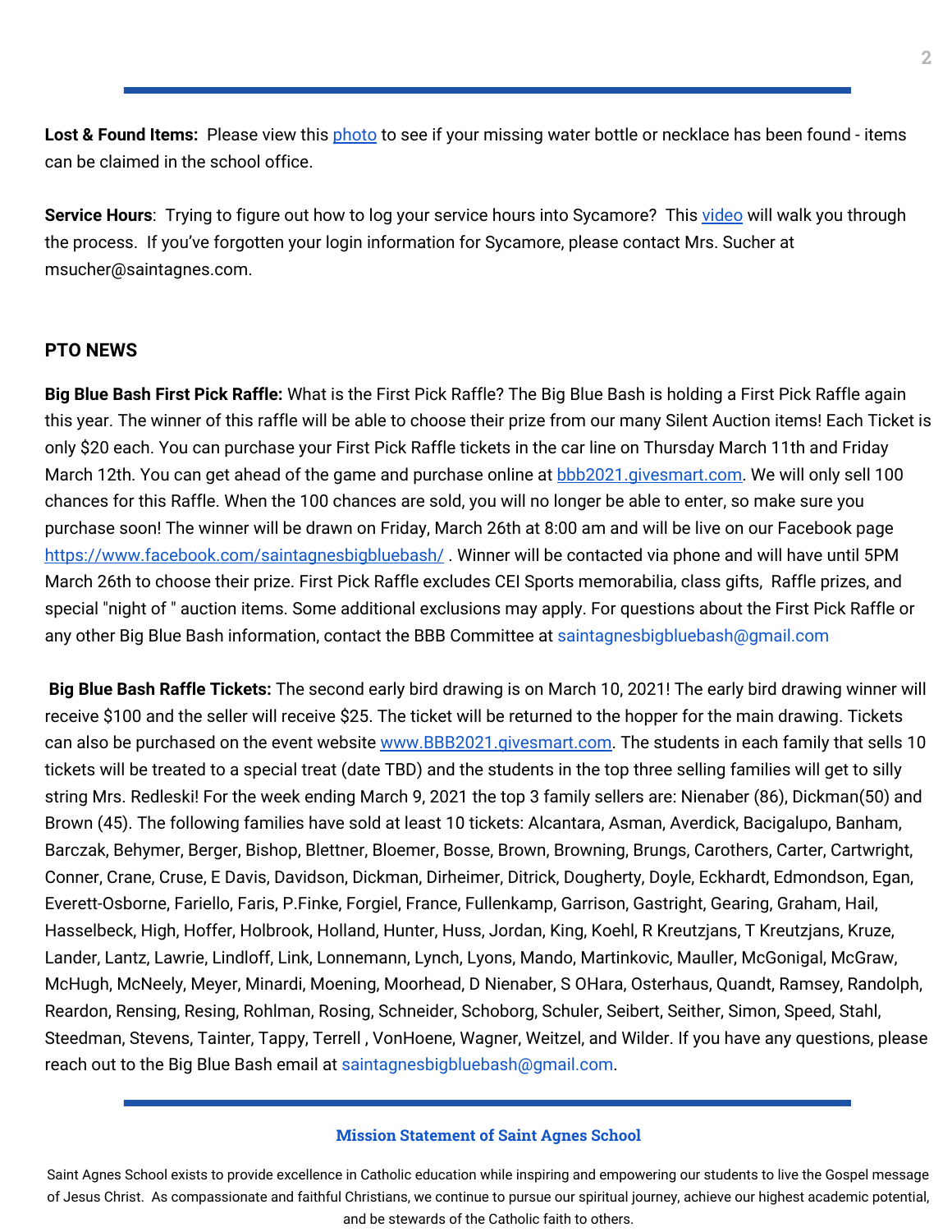**Lost & Found Items:** Please view this [photo](#) to see if your missing water bottle or necklace has been found - items can be claimed in the school office.

**Service Hours**: Trying to figure out how to log your service hours into Sycamore? This [video](#) will walk you through the process. If you've forgotten your login information for Sycamore, please contact Mrs. Sucher at msucher@saintagnes.com.

## PTO NEWS

**Big Blue Bash First Pick Raffle:** What is the First Pick Raffle? The Big Blue Bash is holding a First Pick Raffle again this year. The winner of this raffle will be able to choose their prize from our many Silent Auction items! Each Ticket is only $20 each. You can purchase your First Pick Raffle tickets in the car line on Thursday March 11th and Friday March 12th. You can get ahead of the game and purchase online at [bbb2021.givesmart.com](bbb2021.givesmart.com). We will only sell 100 chances for this Raffle. When the 100 chances are sold, you will no longer be able to enter, so make sure you purchase soon! The winner will be drawn on Friday, March 26th at 8:00 am and will be live on our Facebook page https://www.facebook.com/saintagnesbigbluebash/ . Winner will be contacted via phone and will have until 5PM March 26th to choose their prize. First Pick Raffle excludes CEI Sports memorabilia, class gifts, Raffle prizes, and special "night of " auction items. Some additional exclusions may apply. For questions about the First Pick Raffle or any other Big Blue Bash information, contact the BBB Committee at saintagnesbigbluebash@gmail.com

**Big Blue Bash Raffle Tickets:** The second early bird drawing is on March 10, 2021! The early bird drawing winner will receive $100 and the seller will receive $25. The ticket will be returned to the hopper for the main drawing. Tickets can also be purchased on the event website [www.BBB2021.givesmart.com](www.BBB2021.givesmart.com). The students in each family that sells 10 tickets will be treated to a special treat (date TBD) and the students in the top three selling families will get to silly string Mrs. Redleski! For the week ending March 9, 2021 the top 3 family sellers are: Nienaber (86), Dickman(50) and Brown (45). The following families have sold at least 10 tickets: Alcantara, Asman, Averdick, Bacigalupo, Banham, Barczak, Behymer, Berger, Bishop, Blettner, Bloemer, Bosse, Brown, Browning, Brungs, Carothers, Carter, Cartwright, Conner, Crane, Cruse, E Davis, Davidson, Dickman, Dirheimer, Ditrick, Dougherty, Doyle, Eckhardt, Edmondson, Egan, Everett-Osborne, Fariello, Faris, P.Finke, Forgiel, France, Fullenkamp, Garrison, Gastright, Gearing, Graham, Hail, Hasselbeck, High, Hoffer, Holbrook, Holland, Hunter, Huss, Jordan, King, Koehl, R Kreutzjans, T Kreutzjans, Kruze, Lander, Lantz, Lawrie, Lindloff, Link, Lonnemann, Lynch, Lyons, Mando, Martinkovic, Mauller, McGonigal, McGraw, McHugh, McNeely, Meyer, Minardi, Moening, Moorhead, D Nienaber, S OHara, Osterhaus, Quandt, Ramsey, Randolph, Reardon, Rensing, Resing, Rohlman, Rosing, Schneider, Schoborg, Schuler, Seibert, Seither, Simon, Speed, Stahl, Steedman, Stevens, Tainter, Tappy, Terrell , VonHoene, Wagner, Weitzel, and Wilder. If you have any questions, please reach out to the Big Blue Bash email at saintagnesbigbluebash@gmail.com.

**Mission Statement of Saint Agnes School**

Saint Agnes School exists to provide excellence in Catholic education while inspiring and empowering our students to live the Gospel message of Jesus Christ. As compassionate and faithful Christians, we continue to pursue our spiritual journey, achieve our highest academic potential, and be stewards of the Catholic faith to others.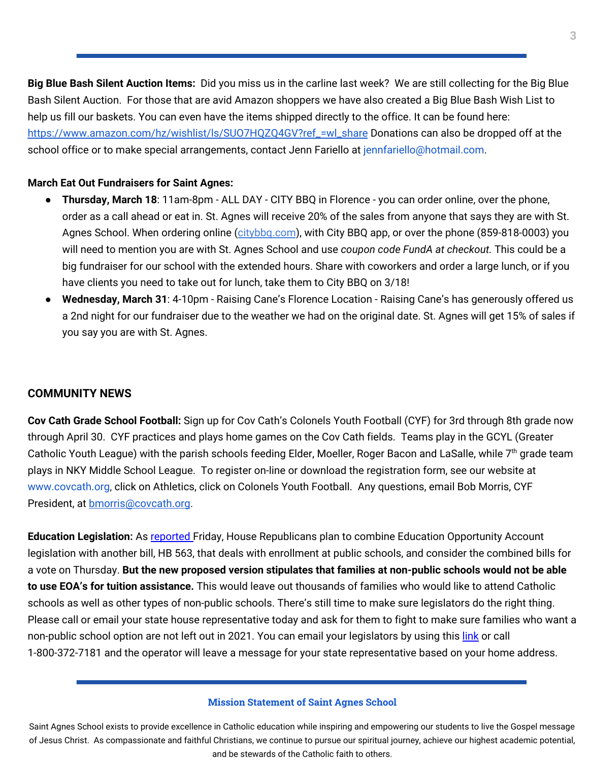**Big Blue Bash Silent Auction Items:** Did you miss us in the carline last week? We are still collecting for the Big Blue Bash Silent Auction. For those that are avid Amazon shoppers we have also created a Big Blue Bash Wish List to help us fill our baskets. You can even have the items shipped directly to the office. It can be found here: https://www.amazon.com/hz/wishlist/ls/SUO7HQZQ4GV?ref_=wl_share Donations can also be dropped off at the school office or to make special arrangements, contact Jenn Fariello at jennfariello@hotmail.com.

**March Eat Out Fundraisers for Saint Agnes:**

- **Thursday, March 18**: 11am-8pm - ALL DAY - CITY BBQ in Florence - you can order online, over the phone, order as a call ahead or eat in. St. Agnes will receive 20% of the sales from anyone that says they are with St. Agnes School. When ordering online (citybbq.com), with City BBQ app, or over the phone (859-818-0003) you will need to mention you are with St. Agnes School and use *coupon code FundA at checkout.* This could be a big fundraiser for our school with the extended hours. Share with coworkers and order a large lunch, or if you have clients you need to take out for lunch, take them to City BBQ on 3/18!
- **Wednesday, March 31**: 4-10pm - Raising Cane's Florence Location - Raising Cane's has generously offered us a 2nd night for our fundraiser due to the weather we had on the original date. St. Agnes will get 15% of sales if you say you are with St. Agnes.

## COMMUNITY NEWS

**Cov Cath Grade School Football:** Sign up for Cov Cath's Colonels Youth Football (CYF) for 3rd through 8th grade now through April 30. CYF practices and plays home games on the Cov Cath fields. Teams play in the GCYL (Greater Catholic Youth League) with the parish schools feeding Elder, Moeller, Roger Bacon and LaSalle, while 7th grade team plays in NKY Middle School League. To register on-line or download the registration form, see our website at www.covcath.org, click on Athletics, click on Colonels Youth Football. Any questions, email Bob Morris, CYF President, at bmorris@covcath.org.

**Education Legislation:** As reported Friday, House Republicans plan to combine Education Opportunity Account legislation with another bill, HB 563, that deals with enrollment at public schools, and consider the combined bills for a vote on Thursday. **But the new proposed version stipulates that families at non-public schools would not be able to use EOA's for tuition assistance.** This would leave out thousands of families who would like to attend Catholic schools as well as other types of non-public schools. There's still time to make sure legislators do the right thing. Please call or email your state house representative today and ask for them to fight to make sure families who want a non-public school option are not left out in 2021. You can email your legislators by using this link or call 1-800-372-7181 and the operator will leave a message for your state representative based on your home address.

### Mission Statement of Saint Agnes School

Saint Agnes School exists to provide excellence in Catholic education while inspiring and empowering our students to live the Gospel message of Jesus Christ. As compassionate and faithful Christians, we continue to pursue our spiritual journey, achieve our highest academic potential, and be stewards of the Catholic faith to others.